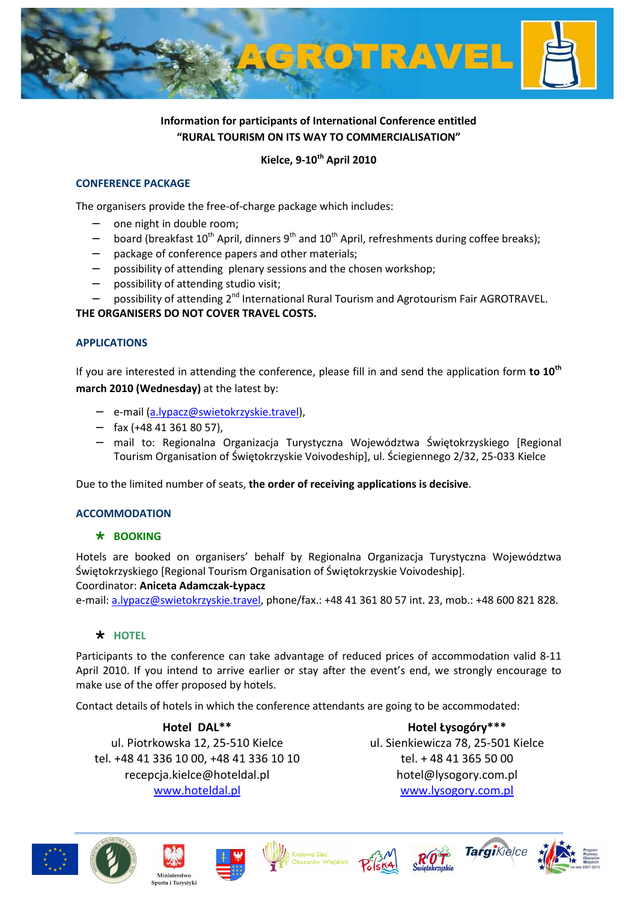# AGROTRAVEL

**Information for participants of International Conference entitled "RURAL TOURISM ON ITS WAY TO COMMERCIALISATION"**

**Kielce, 9-10th April 2010**

## CONFERENCE PACKAGE

The organisers provide the free-of-charge package which includes:

- one night in double room;
- board (breakfast 10th April, dinners 9th and 10th April, refreshments during coffee breaks);
- package of conference papers and other materials;
- possibility of attending plenary sessions and the chosen workshop;
- possibility of attending studio visit;
- possibility of attending 2nd International Rural Tourism and Agrotourism Fair AGROTRAVEL.

**THE ORGANISERS DO NOT COVER TRAVEL COSTS.**

## APPLICATIONS

If you are interested in attending the conference, please fill in and send the application form **to 10th march 2010 (Wednesday)** at the latest by:

- e-mail (a.lypacz@swietokrzyskie.travel),
- fax (+48 41 361 80 57),
- mail to: Regionalna Organizacja Turystyczna Województwa Świętokrzyskiego [Regional Tourism Organisation of Świętokrzyskie Voivodeship], ul. Ściegiennego 2/32, 25-033 Kielce

Due to the limited number of seats, **the order of receiving applications is decisive**.

## ACCOMMODATION

### BOOKING

Hotels are booked on organisers' behalf by Regionalna Organizacja Turystyczna Województwa Świętokrzyskiego [Regional Tourism Organisation of Świętokrzyskie Voivodeship].
Coordinator: **Aniceta Adamczak-Łypacz**
e-mail: a.lypacz@swietokrzyskie.travel, phone/fax.: +48 41 361 80 57 int. 23, mob.: +48 600 821 828.

### HOTEL

Participants to the conference can take advantage of reduced prices of accommodation valid 8-11 April 2010. If you intend to arrive earlier or stay after the event's end, we strongly encourage to make use of the offer proposed by hotels.

Contact details of hotels in which the conference attendants are going to be accommodated:

**Hotel DAL****
ul. Piotrkowska 12, 25-510 Kielce
tel. +48 41 336 10 00, +48 41 336 10 10
recepcja.kielce@hoteldal.pl
www.hoteldal.pl

**Hotel Łysogóry*****
ul. Sienkiewicza 78, 25-501 Kielce
tel. + 48 41 365 50 00
hotel@lysogory.com.pl
www.lysogory.com.pl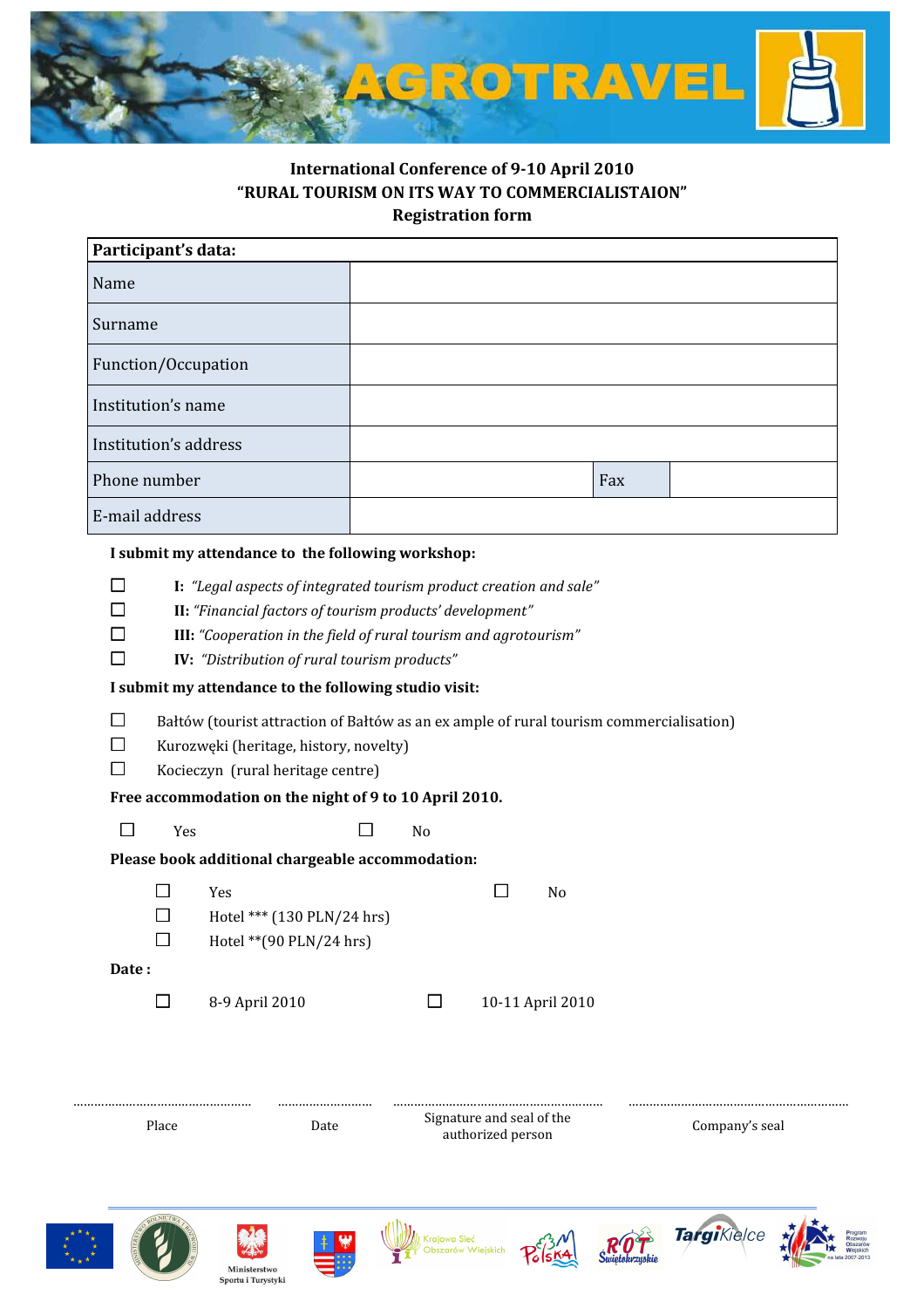AGROTRAVEL

**International Conference of 9-10 April 2010**
**"RURAL TOURISM ON ITS WAY TO COMMERCIALISTAION"**
**Registration form**

| **Participant's data:** | | | |
|---|---|---|---|
| Name | | | |
| Surname | | | |
| Function/Occupation | | | |
| Institution's name | | | |
| Institution's address | | | |
| Phone number | | Fax | |
| E-mail address | | | |

**I submit my attendance to the following workshop:**

☐ **I:** *"Legal aspects of integrated tourism product creation and sale"*
☐ **II:** *"Financial factors of tourism products' development"*
☐ **III:** *"Cooperation in the field of rural tourism and agrotourism"*
☐ **IV:** *"Distribution of rural tourism products"*

**I submit my attendance to the following studio visit:**

☐ Bałtów (tourist attraction of Bałtów as an ex ample of rural tourism commercialisation)
☐ Kurozwęki (heritage, history, novelty)
☐ Kocieczyn (rural heritage centre)

**Free accommodation on the night of 9 to 10 April 2010.**

☐ Yes ☐ No

**Please book additional chargeable accommodation:**

☐ Yes ☐ No
☐ Hotel *** (130 PLN/24 hrs)
☐ Hotel **(90 PLN/24 hrs)

**Date :**

☐ 8-9 April 2010 ☐ 10-11 April 2010

| ............................ | ............................ | ............................ | ............................ |
|---|---|---|---|
| Place | Date | Signature and seal of the authorized person | Company's seal |

Ministerstwo Sportu i Turystyki

Krajowa Sieć Obszarów Wiejskich

Polska

ROT Świętokrzyskie

TargiKielce

Program Rozwoju Obszarów Wiejskich na lata 2007-2013